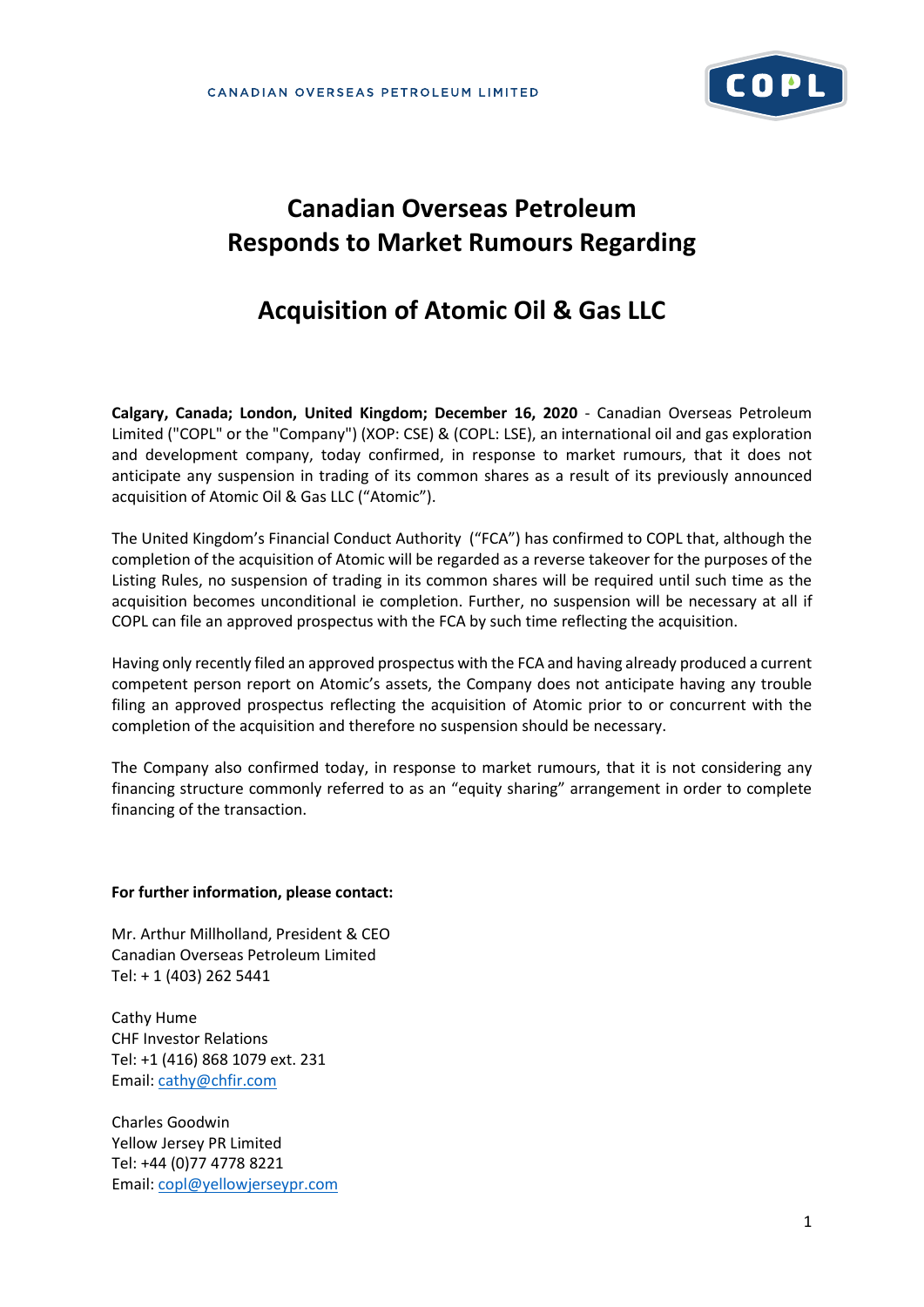# Canadian Overseas Petroleum Responds to Market Rumours Regarding

# Acquisition of Atomic Oil & Gas LLC

**Calgary, Canada; London, United Kingdom; December 16, 2020** - Canadian Overseas Petroleum Limited ("COPL" or the "Company") (XOP: CSE) & (COPL: LSE), an international oil and gas exploration and development company, today confirmed, in response to market rumours, that it does not anticipate any suspension in trading of its common shares as a result of its previously announced acquisition of Atomic Oil & Gas LLC ("Atomic").

The United Kingdom's Financial Conduct Authority ("FCA") has confirmed to COPL that, although the completion of the acquisition of Atomic will be regarded as a reverse takeover for the purposes of the Listing Rules, no suspension of trading in its common shares will be required until such time as the acquisition becomes unconditional ie completion. Further, no suspension will be necessary at all if COPL can file an approved prospectus with the FCA by such time reflecting the acquisition.

Having only recently filed an approved prospectus with the FCA and having already produced a current competent person report on Atomic's assets, the Company does not anticipate having any trouble filing an approved prospectus reflecting the acquisition of Atomic prior to or concurrent with the completion of the acquisition and therefore no suspension should be necessary.

The Company also confirmed today, in response to market rumours, that it is not considering any financing structure commonly referred to as an "equity sharing" arrangement in order to complete financing of the transaction.

**For further information, please contact:**

Mr. Arthur Millholland, President & CEO
Canadian Overseas Petroleum Limited
Tel: + 1 (403) 262 5441

Cathy Hume
CHF Investor Relations
Tel: +1 (416) 868 1079 ext. 231
Email: cathy@chfir.com

Charles Goodwin
Yellow Jersey PR Limited
Tel: +44 (0)77 4778 8221
Email: copl@yellowjerseypr.com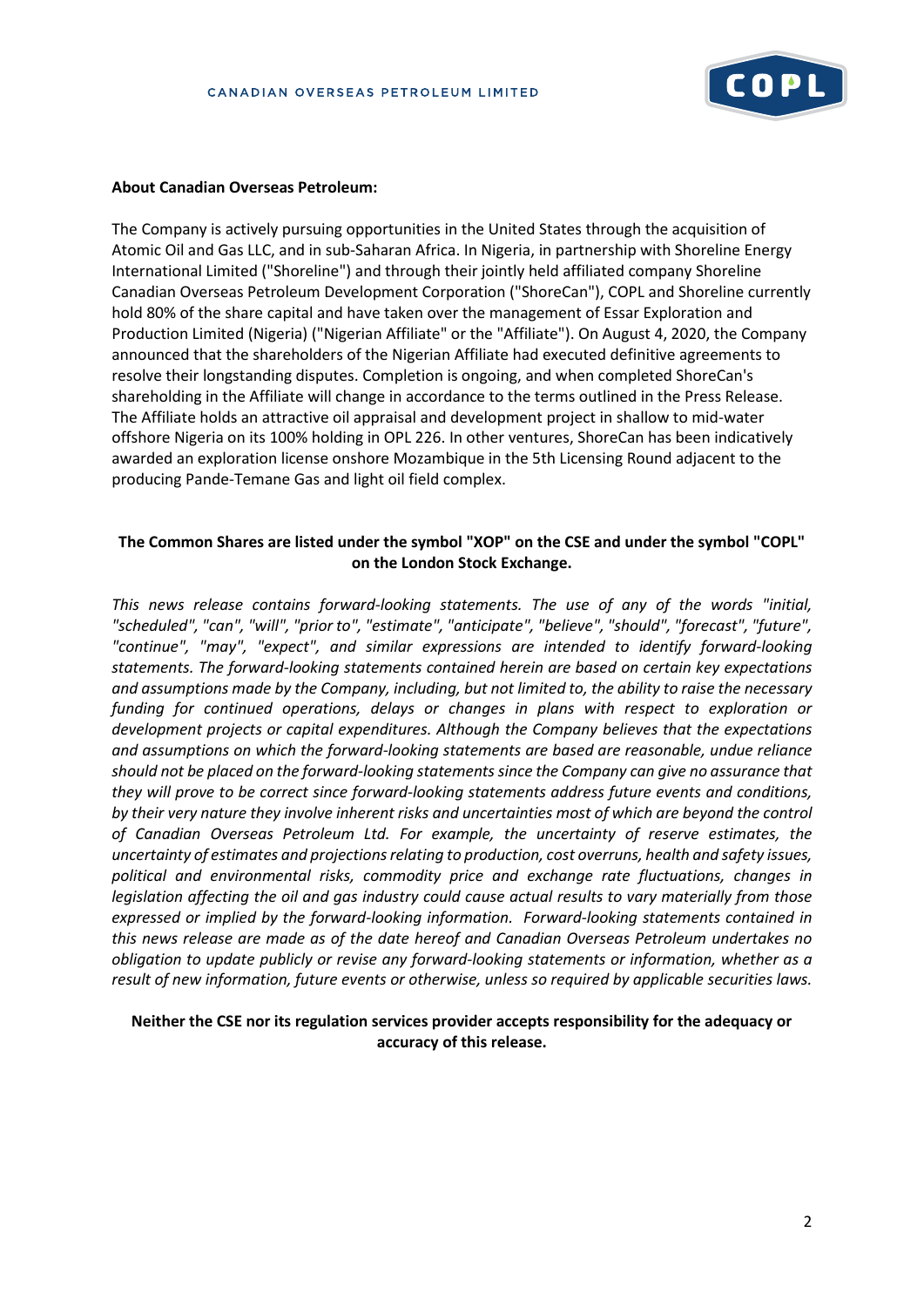**About Canadian Overseas Petroleum:**

The Company is actively pursuing opportunities in the United States through the acquisition of Atomic Oil and Gas LLC, and in sub-Saharan Africa. In Nigeria, in partnership with Shoreline Energy International Limited ("Shoreline") and through their jointly held affiliated company Shoreline Canadian Overseas Petroleum Development Corporation ("ShoreCan"), COPL and Shoreline currently hold 80% of the share capital and have taken over the management of Essar Exploration and Production Limited (Nigeria) ("Nigerian Affiliate" or the "Affiliate"). On August 4, 2020, the Company announced that the shareholders of the Nigerian Affiliate had executed definitive agreements to resolve their longstanding disputes. Completion is ongoing, and when completed ShoreCan's shareholding in the Affiliate will change in accordance to the terms outlined in the Press Release. The Affiliate holds an attractive oil appraisal and development project in shallow to mid-water offshore Nigeria on its 100% holding in OPL 226. In other ventures, ShoreCan has been indicatively awarded an exploration license onshore Mozambique in the 5th Licensing Round adjacent to the producing Pande-Temane Gas and light oil field complex.

**The Common Shares are listed under the symbol "XOP" on the CSE and under the symbol "COPL" on the London Stock Exchange.**

*This news release contains forward-looking statements. The use of any of the words "initial, "scheduled", "can", "will", "prior to", "estimate", "anticipate", "believe", "should", "forecast", "future", "continue", "may", "expect", and similar expressions are intended to identify forward-looking statements. The forward-looking statements contained herein are based on certain key expectations and assumptions made by the Company, including, but not limited to, the ability to raise the necessary funding for continued operations, delays or changes in plans with respect to exploration or development projects or capital expenditures. Although the Company believes that the expectations and assumptions on which the forward-looking statements are based are reasonable, undue reliance should not be placed on the forward-looking statements since the Company can give no assurance that they will prove to be correct since forward-looking statements address future events and conditions, by their very nature they involve inherent risks and uncertainties most of which are beyond the control of Canadian Overseas Petroleum Ltd. For example, the uncertainty of reserve estimates, the uncertainty of estimates and projections relating to production, cost overruns, health and safety issues, political and environmental risks, commodity price and exchange rate fluctuations, changes in legislation affecting the oil and gas industry could cause actual results to vary materially from those expressed or implied by the forward-looking information. Forward-looking statements contained in this news release are made as of the date hereof and Canadian Overseas Petroleum undertakes no obligation to update publicly or revise any forward-looking statements or information, whether as a result of new information, future events or otherwise, unless so required by applicable securities laws.*

**Neither the CSE nor its regulation services provider accepts responsibility for the adequacy or accuracy of this release.**